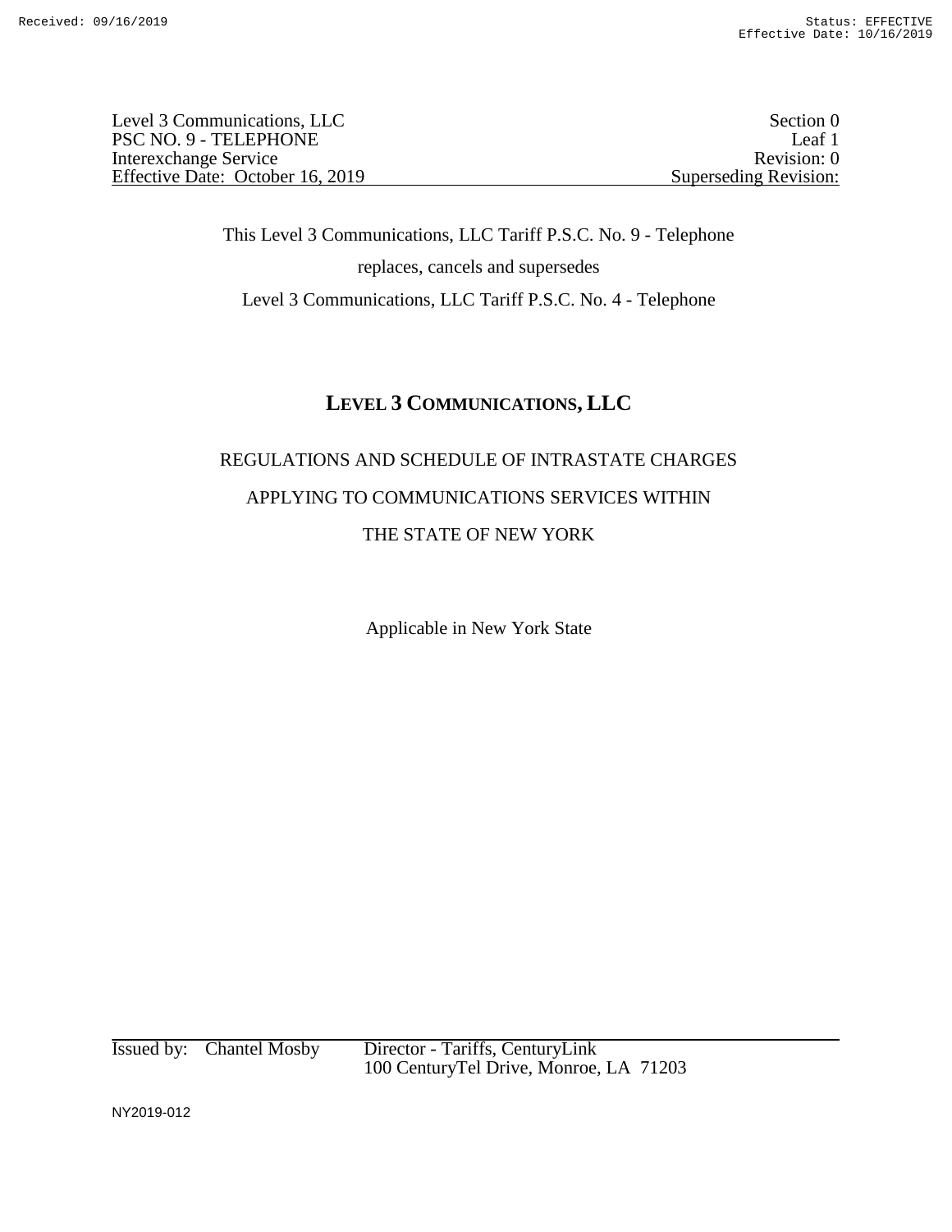Level 3 Communications, LLC
PSC NO. 9 - TELEPHONE
Interexchange Service
Effective Date: October 16, 2019

Section 0
Leaf 1
Revision: 0
Superseding Revision:

This Level 3 Communications, LLC Tariff P.S.C. No. 9 - Telephone

replaces, cancels and supersedes

Level 3 Communications, LLC Tariff P.S.C. No. 4 - Telephone

# LEVEL 3 COMMUNICATIONS, LLC

REGULATIONS AND SCHEDULE OF INTRASTATE CHARGES

APPLYING TO COMMUNICATIONS SERVICES WITHIN

THE STATE OF NEW YORK

Applicable in New York State

Issued by: Chantel Mosby Director - Tariffs, CenturyLink
100 CenturyTel Drive, Monroe, LA 71203

NY2019-012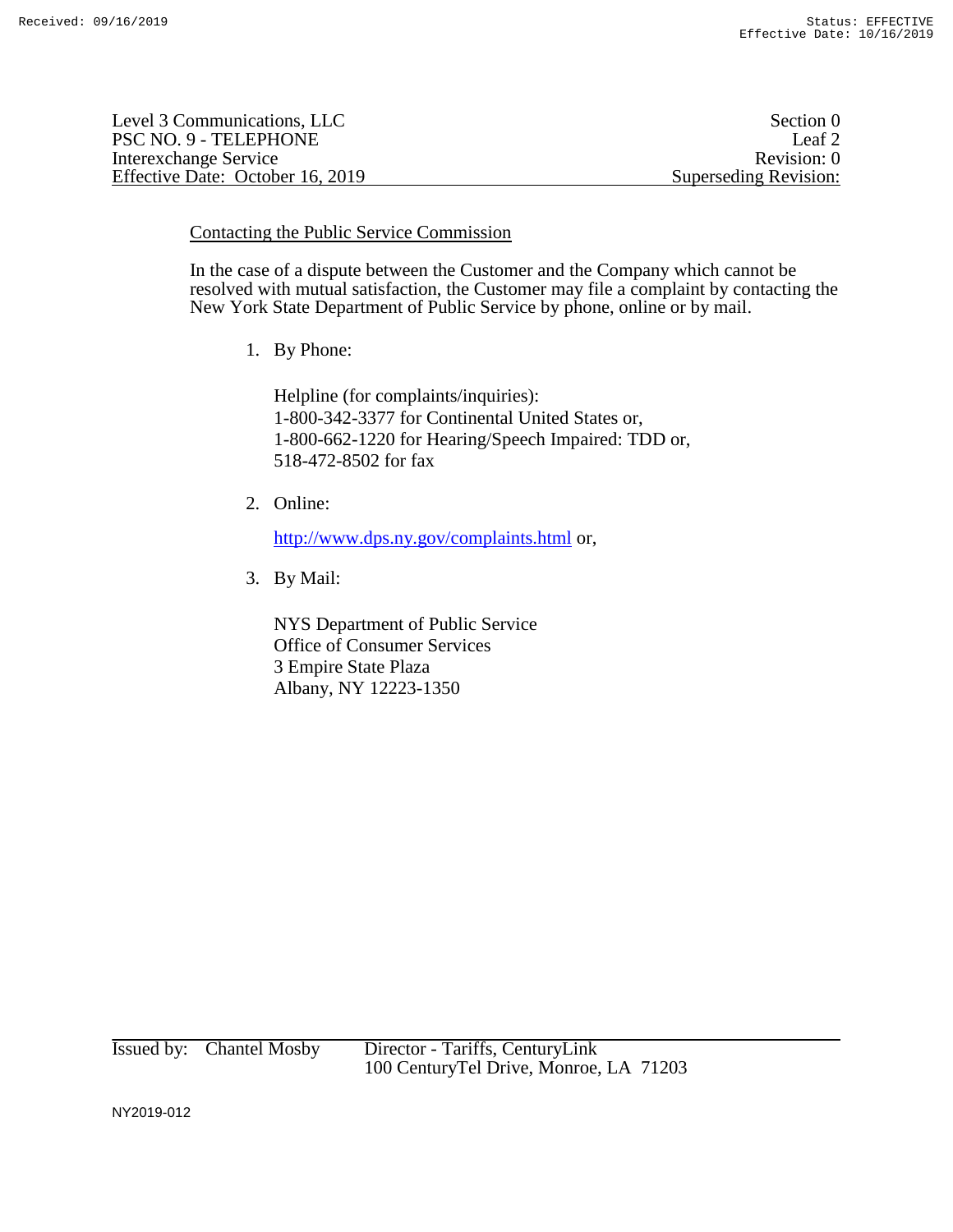## Contacting the Public Service Commission

In the case of a dispute between the Customer and the Company which cannot be resolved with mutual satisfaction, the Customer may file a complaint by contacting the New York State Department of Public Service by phone, online or by mail.

1. By Phone:

   Helpline (for complaints/inquiries):
   1-800-342-3377 for Continental United States or,
   1-800-662-1220 for Hearing/Speech Impaired: TDD or,
   518-472-8502 for fax

2. Online:

   http://www.dps.ny.gov/complaints.html or,

3. By Mail:

   NYS Department of Public Service
   Office of Consumer Services
   3 Empire State Plaza
   Albany, NY 12223-1350